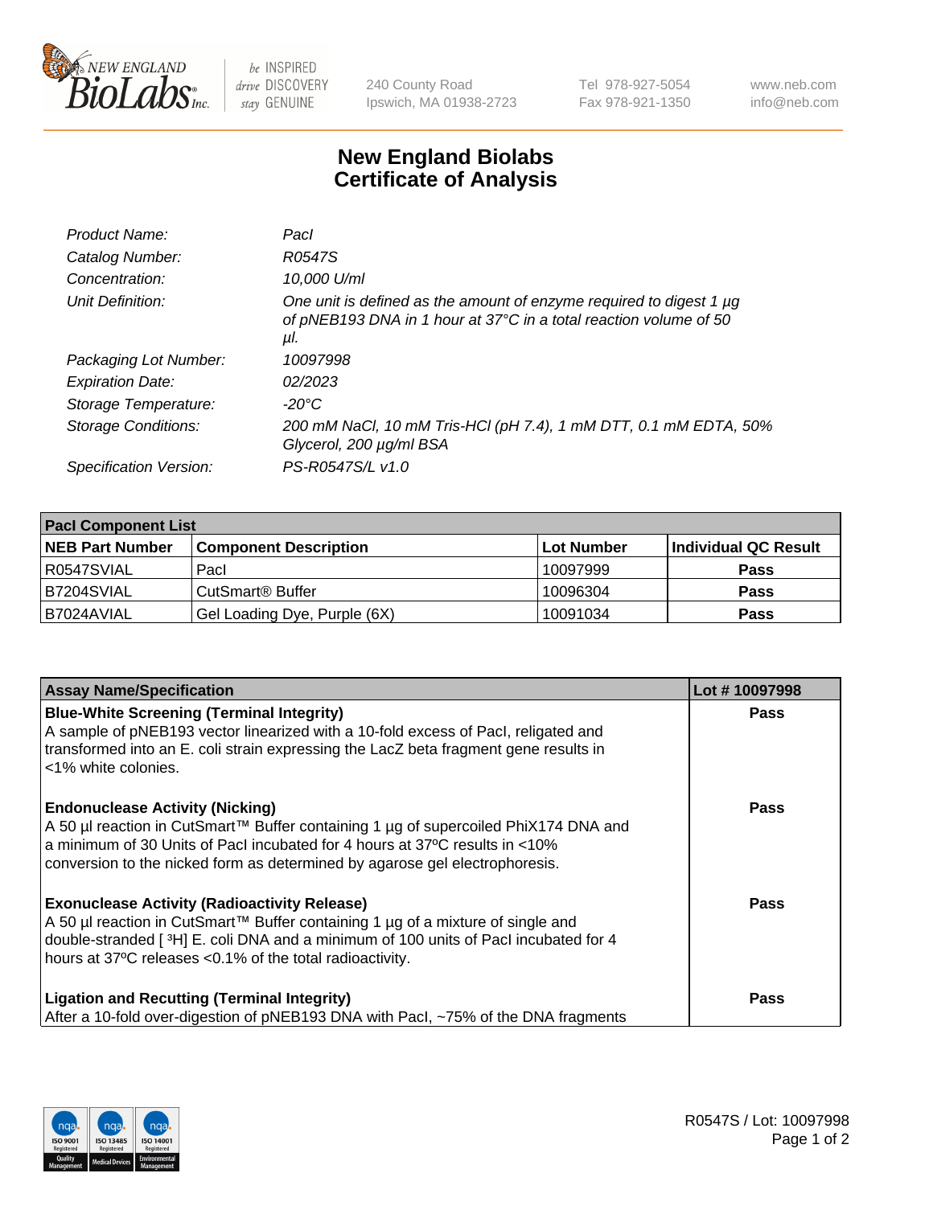# New England Biolabs
# Certificate of Analysis

| | |
|---|---|
| *Product Name:* | *PacI* |
| *Catalog Number:* | *R0547S* |
| *Concentration:* | *10,000 U/ml* |
| *Unit Definition:* | *One unit is defined as the amount of enzyme required to digest 1 µg of pNEB193 DNA in 1 hour at 37°C in a total reaction volume of 50 µl.* |
| *Packaging Lot Number:* | *10097998* |
| *Expiration Date:* | *02/2023* |
| *Storage Temperature:* | *-20°C* |
| *Storage Conditions:* | *200 mM NaCl, 10 mM Tris-HCl (pH 7.4), 1 mM DTT, 0.1 mM EDTA, 50% Glycerol, 200 µg/ml BSA* |
| *Specification Version:* | *PS-R0547S/L v1.0* |

| PacI Component List | | | |
|---|---|---|---|
| **NEB Part Number** | **Component Description** | **Lot Number** | **Individual QC Result** |
| R0547SVIAL | PacI | 10097999 | **Pass** |
| B7204SVIAL | CutSmart® Buffer | 10096304 | **Pass** |
| B7024AVIAL | Gel Loading Dye, Purple (6X) | 10091034 | **Pass** |

| Assay Name/Specification | Lot # 10097998 |
|---|---|
| **Blue-White Screening (Terminal Integrity)**<br>A sample of pNEB193 vector linearized with a 10-fold excess of PacI, religated and transformed into an E. coli strain expressing the LacZ beta fragment gene results in <1% white colonies. | **Pass** |
| **Endonuclease Activity (Nicking)**<br>A 50 µl reaction in CutSmart™ Buffer containing 1 µg of supercoiled PhiX174 DNA and a minimum of 30 Units of PacI incubated for 4 hours at 37ºC results in <10% conversion to the nicked form as determined by agarose gel electrophoresis. | **Pass** |
| **Exonuclease Activity (Radioactivity Release)**<br>A 50 µl reaction in CutSmart™ Buffer containing 1 µg of a mixture of single and double-stranded [ $^{3}$H] E. coli DNA and a minimum of 100 units of PacI incubated for 4 hours at 37ºC releases <0.1% of the total radioactivity. | **Pass** |
| **Ligation and Recutting (Terminal Integrity)**<br>After a 10-fold over-digestion of pNEB193 DNA with PacI, ~75% of the DNA fragments | **Pass** |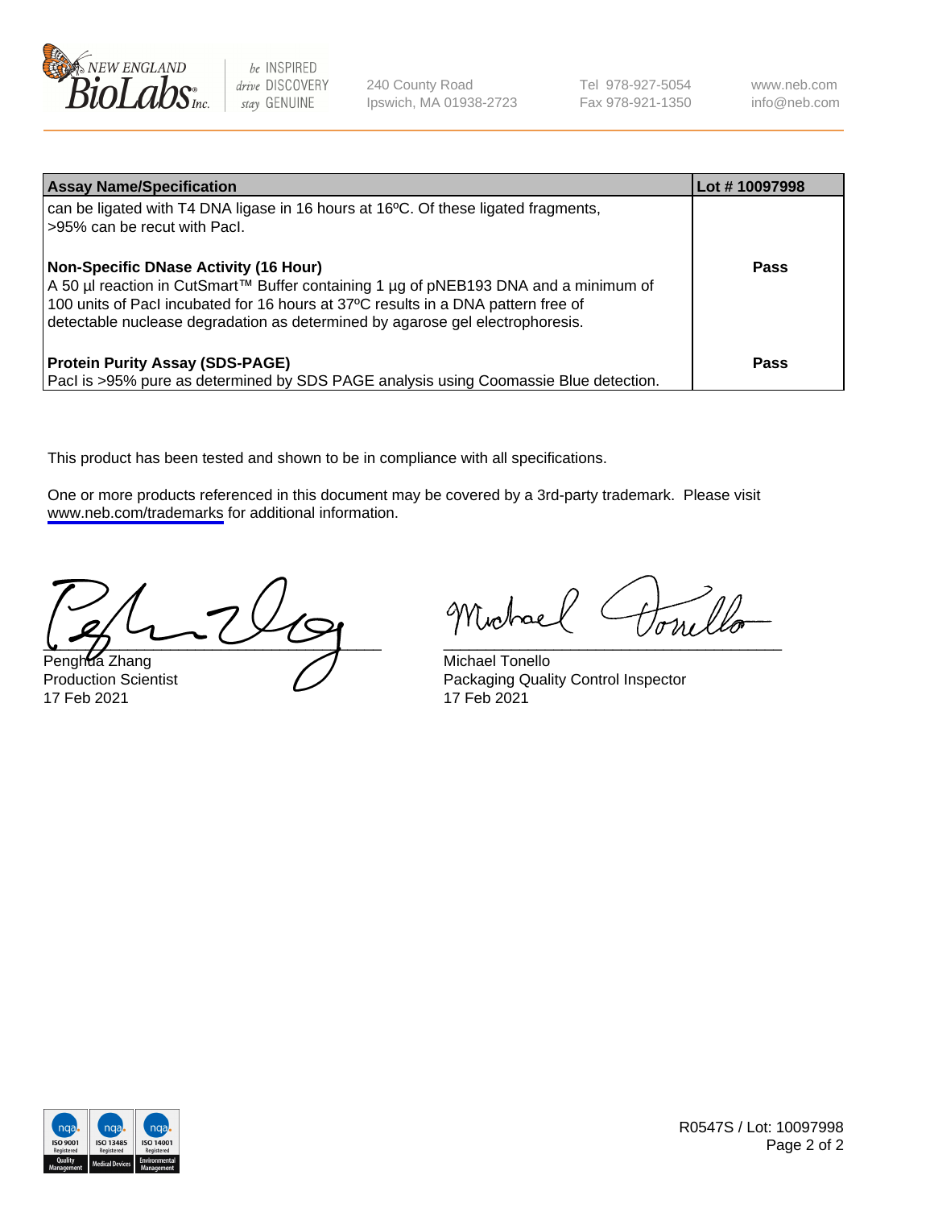NEW ENGLAND BioLabs Inc. | be INSPIRED drive DISCOVERY stay GENUINE | 240 County Road Ipswich, MA 01938-2723 | Tel 978-927-5054 Fax 978-921-1350 | www.neb.com info@neb.com

| Assay Name/Specification | Lot # 10097998 |
|---|---|
| can be ligated with T4 DNA ligase in 16 hours at 16ºC. Of these ligated fragments, >95% can be recut with PacI. | |
| **Non-Specific DNase Activity (16 Hour)**<br>A 50 µl reaction in CutSmart™ Buffer containing 1 µg of pNEB193 DNA and a minimum of 100 units of PacI incubated for 16 hours at 37ºC results in a DNA pattern free of detectable nuclease degradation as determined by agarose gel electrophoresis. | **Pass** |
| **Protein Purity Assay (SDS-PAGE)**<br>PacI is >95% pure as determined by SDS PAGE analysis using Coomassie Blue detection. | **Pass** |

This product has been tested and shown to be in compliance with all specifications.

One or more products referenced in this document may be covered by a 3rd-party trademark. Please visit www.neb.com/trademarks for additional information.

Penghua Zhang
Production Scientist
17 Feb 2021

Michael Tonello
Packaging Quality Control Inspector
17 Feb 2021

R0547S / Lot: 10097998